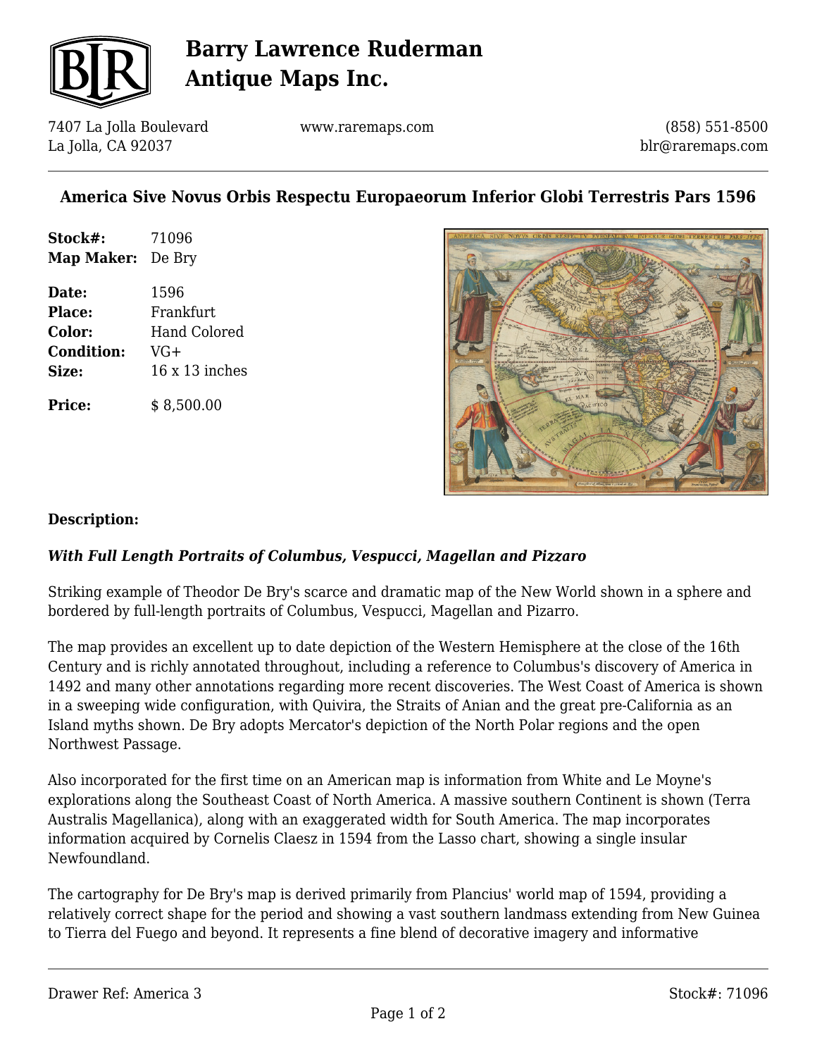# Barry Lawrence Ruderman Antique Maps Inc.

7407 La Jolla Boulevard
La Jolla, CA 92037

www.raremaps.com

(858) 551-8500
blr@raremaps.com

## America Sive Novus Orbis Respectu Europaeorum Inferior Globi Terrestris Pars 1596

| | |
|---|---|
| **Stock#:** | 71096 |
| **Map Maker:** | De Bry |
| **Date:** | 1596 |
| **Place:** | Frankfurt |
| **Color:** | Hand Colored |
| **Condition:** | VG+ |
| **Size:** | 16 x 13 inches |
| **Price:** | $ 8,500.00 |

### Description:

***With Full Length Portraits of Columbus, Vespucci, Magellan and Pizzaro***

Striking example of Theodor De Bry's scarce and dramatic map of the New World shown in a sphere and bordered by full-length portraits of Columbus, Vespucci, Magellan and Pizarro.

The map provides an excellent up to date depiction of the Western Hemisphere at the close of the 16th Century and is richly annotated throughout, including a reference to Columbus's discovery of America in 1492 and many other annotations regarding more recent discoveries. The West Coast of America is shown in a sweeping wide configuration, with Quivira, the Straits of Anian and the great pre-California as an Island myths shown. De Bry adopts Mercator's depiction of the North Polar regions and the open Northwest Passage.

Also incorporated for the first time on an American map is information from White and Le Moyne's explorations along the Southeast Coast of North America. A massive southern Continent is shown (Terra Australis Magellanica), along with an exaggerated width for South America. The map incorporates information acquired by Cornelis Claesz in 1594 from the Lasso chart, showing a single insular Newfoundland.

The cartography for De Bry's map is derived primarily from Plancius' world map of 1594, providing a relatively correct shape for the period and showing a vast southern landmass extending from New Guinea to Tierra del Fuego and beyond. It represents a fine blend of decorative imagery and informative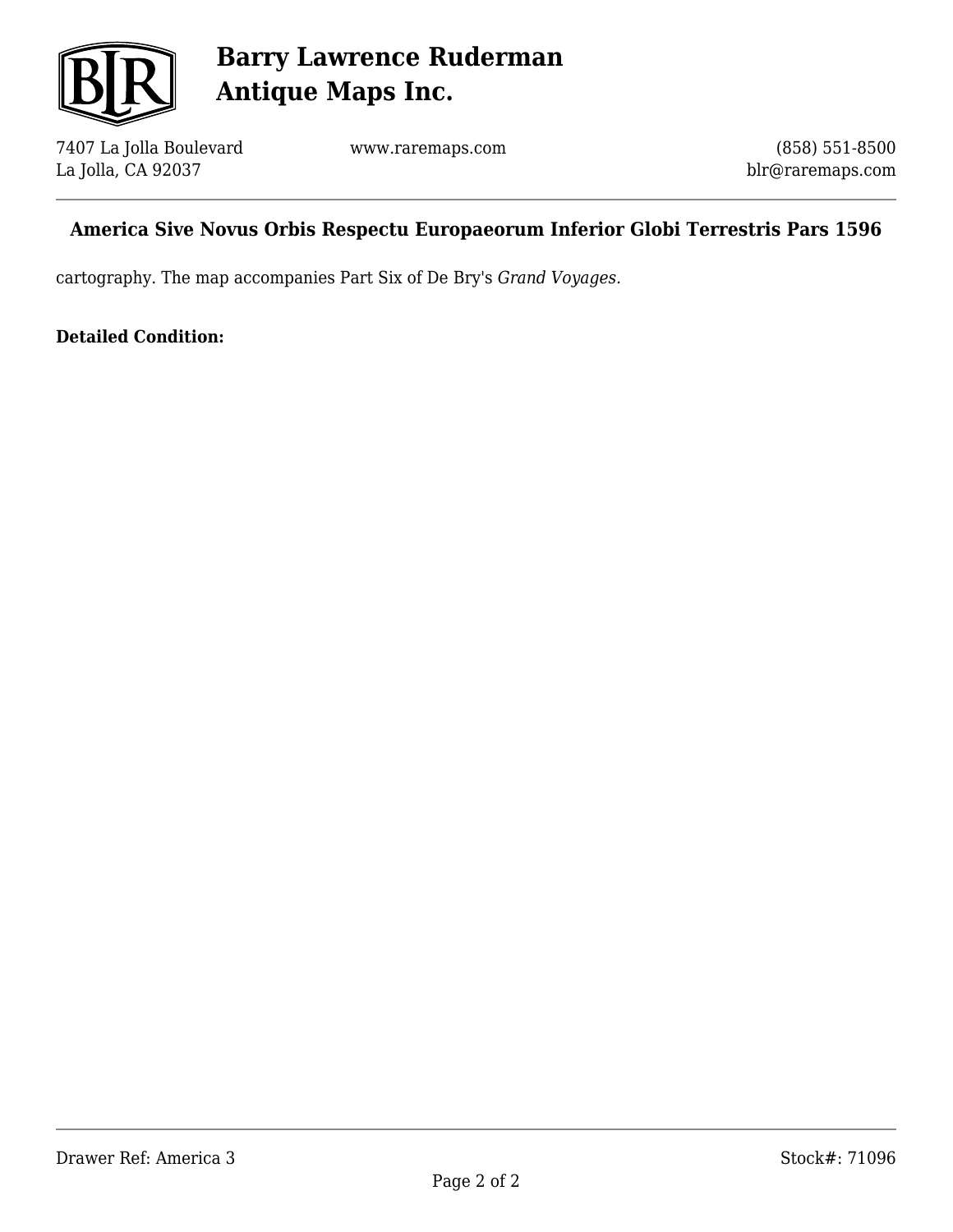cartography. The map accompanies Part Six of De Bry's *Grand Voyages.*

**Detailed Condition:**